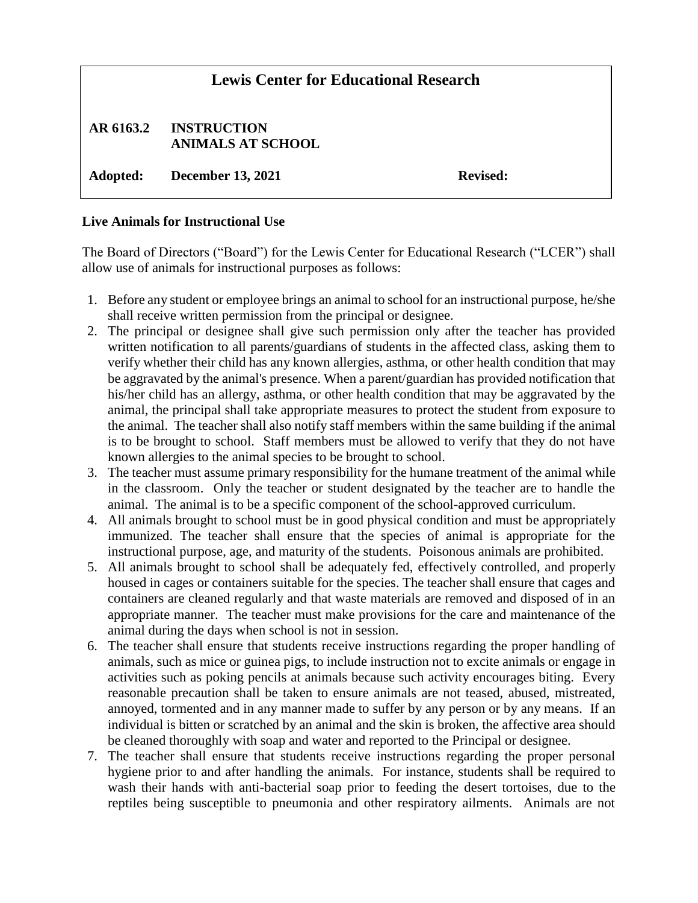# Lewis Center for Educational Research

**AR 6163.2 INSTRUCTION**
**ANIMALS AT SCHOOL**

**Adopted: December 13, 2021** **Revised:**

## Live Animals for Instructional Use

The Board of Directors ("Board") for the Lewis Center for Educational Research ("LCER") shall allow use of animals for instructional purposes as follows:

1. Before any student or employee brings an animal to school for an instructional purpose, he/she shall receive written permission from the principal or designee.
2. The principal or designee shall give such permission only after the teacher has provided written notification to all parents/guardians of students in the affected class, asking them to verify whether their child has any known allergies, asthma, or other health condition that may be aggravated by the animal's presence. When a parent/guardian has provided notification that his/her child has an allergy, asthma, or other health condition that may be aggravated by the animal, the principal shall take appropriate measures to protect the student from exposure to the animal. The teacher shall also notify staff members within the same building if the animal is to be brought to school. Staff members must be allowed to verify that they do not have known allergies to the animal species to be brought to school.
3. The teacher must assume primary responsibility for the humane treatment of the animal while in the classroom. Only the teacher or student designated by the teacher are to handle the animal. The animal is to be a specific component of the school-approved curriculum.
4. All animals brought to school must be in good physical condition and must be appropriately immunized. The teacher shall ensure that the species of animal is appropriate for the instructional purpose, age, and maturity of the students. Poisonous animals are prohibited.
5. All animals brought to school shall be adequately fed, effectively controlled, and properly housed in cages or containers suitable for the species. The teacher shall ensure that cages and containers are cleaned regularly and that waste materials are removed and disposed of in an appropriate manner. The teacher must make provisions for the care and maintenance of the animal during the days when school is not in session.
6. The teacher shall ensure that students receive instructions regarding the proper handling of animals, such as mice or guinea pigs, to include instruction not to excite animals or engage in activities such as poking pencils at animals because such activity encourages biting. Every reasonable precaution shall be taken to ensure animals are not teased, abused, mistreated, annoyed, tormented and in any manner made to suffer by any person or by any means. If an individual is bitten or scratched by an animal and the skin is broken, the affective area should be cleaned thoroughly with soap and water and reported to the Principal or designee.
7. The teacher shall ensure that students receive instructions regarding the proper personal hygiene prior to and after handling the animals. For instance, students shall be required to wash their hands with anti-bacterial soap prior to feeding the desert tortoises, due to the reptiles being susceptible to pneumonia and other respiratory ailments. Animals are not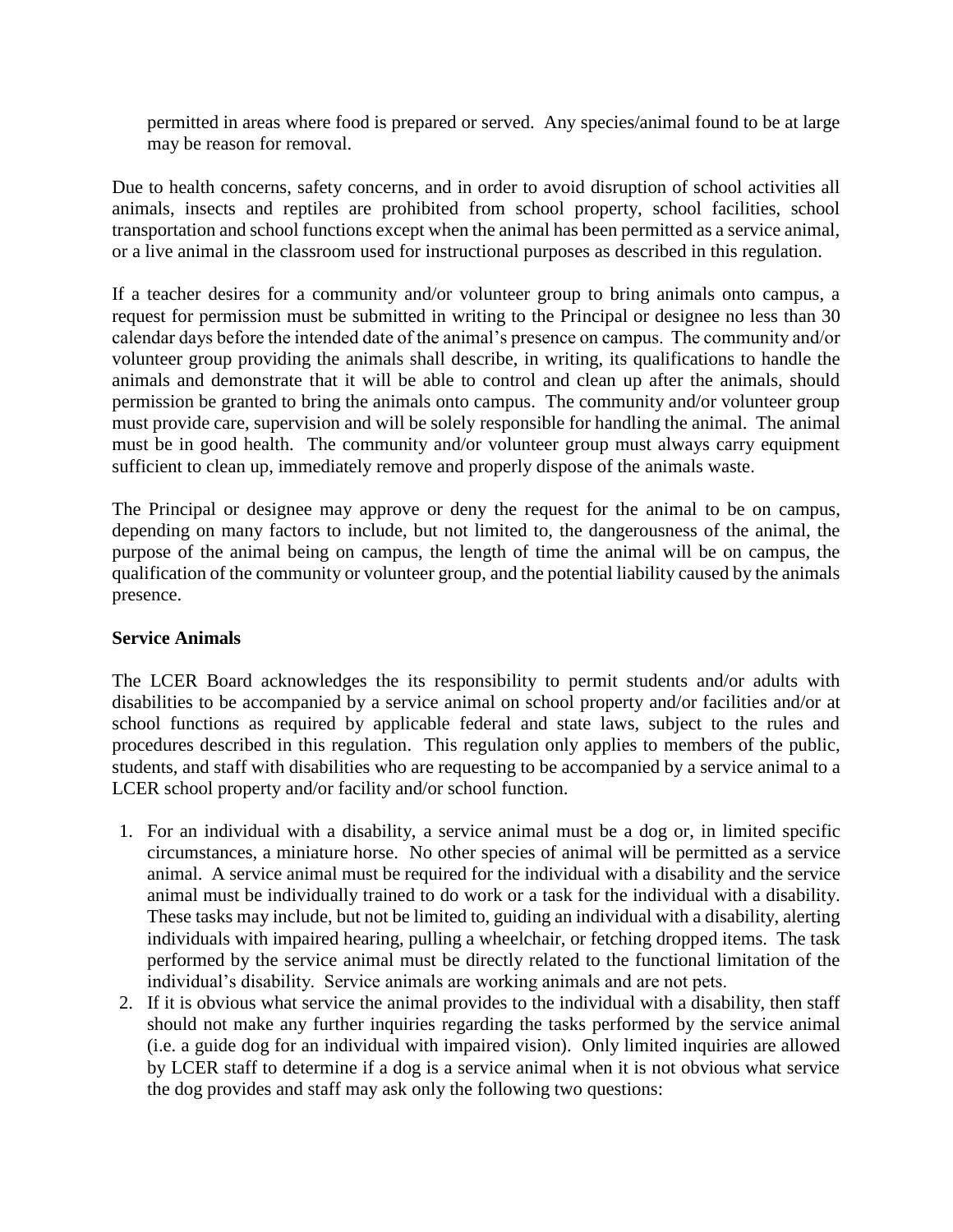permitted in areas where food is prepared or served. Any species/animal found to be at large may be reason for removal.

Due to health concerns, safety concerns, and in order to avoid disruption of school activities all animals, insects and reptiles are prohibited from school property, school facilities, school transportation and school functions except when the animal has been permitted as a service animal, or a live animal in the classroom used for instructional purposes as described in this regulation.

If a teacher desires for a community and/or volunteer group to bring animals onto campus, a request for permission must be submitted in writing to the Principal or designee no less than 30 calendar days before the intended date of the animal's presence on campus. The community and/or volunteer group providing the animals shall describe, in writing, its qualifications to handle the animals and demonstrate that it will be able to control and clean up after the animals, should permission be granted to bring the animals onto campus. The community and/or volunteer group must provide care, supervision and will be solely responsible for handling the animal. The animal must be in good health. The community and/or volunteer group must always carry equipment sufficient to clean up, immediately remove and properly dispose of the animals waste.

The Principal or designee may approve or deny the request for the animal to be on campus, depending on many factors to include, but not limited to, the dangerousness of the animal, the purpose of the animal being on campus, the length of time the animal will be on campus, the qualification of the community or volunteer group, and the potential liability caused by the animals presence.

**Service Animals**

The LCER Board acknowledges the its responsibility to permit students and/or adults with disabilities to be accompanied by a service animal on school property and/or facilities and/or at school functions as required by applicable federal and state laws, subject to the rules and procedures described in this regulation. This regulation only applies to members of the public, students, and staff with disabilities who are requesting to be accompanied by a service animal to a LCER school property and/or facility and/or school function.

1. For an individual with a disability, a service animal must be a dog or, in limited specific circumstances, a miniature horse. No other species of animal will be permitted as a service animal. A service animal must be required for the individual with a disability and the service animal must be individually trained to do work or a task for the individual with a disability. These tasks may include, but not be limited to, guiding an individual with a disability, alerting individuals with impaired hearing, pulling a wheelchair, or fetching dropped items. The task performed by the service animal must be directly related to the functional limitation of the individual's disability. Service animals are working animals and are not pets.
2. If it is obvious what service the animal provides to the individual with a disability, then staff should not make any further inquiries regarding the tasks performed by the service animal (i.e. a guide dog for an individual with impaired vision). Only limited inquiries are allowed by LCER staff to determine if a dog is a service animal when it is not obvious what service the dog provides and staff may ask only the following two questions: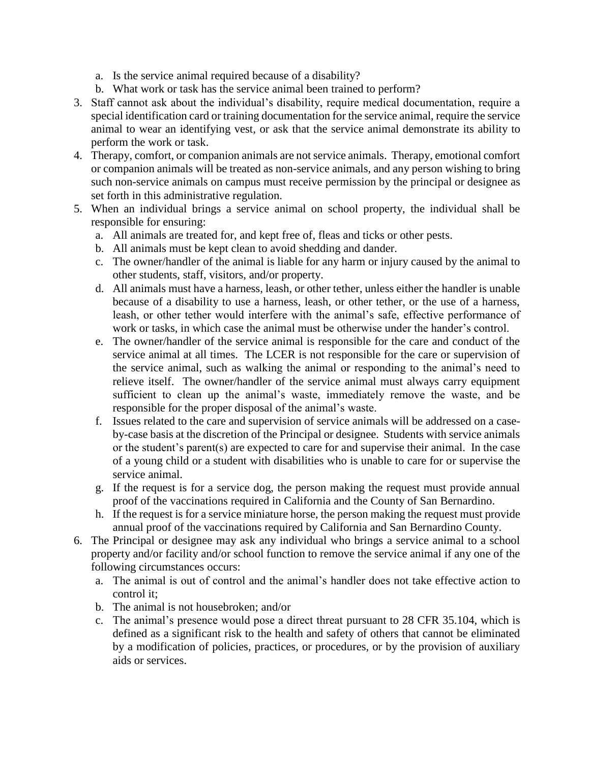a. Is the service animal required because of a disability?
   b. What work or task has the service animal been trained to perform?
3. Staff cannot ask about the individual's disability, require medical documentation, require a special identification card or training documentation for the service animal, require the service animal to wear an identifying vest, or ask that the service animal demonstrate its ability to perform the work or task.
4. Therapy, comfort, or companion animals are not service animals. Therapy, emotional comfort or companion animals will be treated as non-service animals, and any person wishing to bring such non-service animals on campus must receive permission by the principal or designee as set forth in this administrative regulation.
5. When an individual brings a service animal on school property, the individual shall be responsible for ensuring:
   a. All animals are treated for, and kept free of, fleas and ticks or other pests.
   b. All animals must be kept clean to avoid shedding and dander.
   c. The owner/handler of the animal is liable for any harm or injury caused by the animal to other students, staff, visitors, and/or property.
   d. All animals must have a harness, leash, or other tether, unless either the handler is unable because of a disability to use a harness, leash, or other tether, or the use of a harness, leash, or other tether would interfere with the animal's safe, effective performance of work or tasks, in which case the animal must be otherwise under the hander's control.
   e. The owner/handler of the service animal is responsible for the care and conduct of the service animal at all times. The LCER is not responsible for the care or supervision of the service animal, such as walking the animal or responding to the animal's need to relieve itself. The owner/handler of the service animal must always carry equipment sufficient to clean up the animal's waste, immediately remove the waste, and be responsible for the proper disposal of the animal's waste.
   f. Issues related to the care and supervision of service animals will be addressed on a case-by-case basis at the discretion of the Principal or designee. Students with service animals or the student's parent(s) are expected to care for and supervise their animal. In the case of a young child or a student with disabilities who is unable to care for or supervise the service animal.
   g. If the request is for a service dog, the person making the request must provide annual proof of the vaccinations required in California and the County of San Bernardino.
   h. If the request is for a service miniature horse, the person making the request must provide annual proof of the vaccinations required by California and San Bernardino County.
6. The Principal or designee may ask any individual who brings a service animal to a school property and/or facility and/or school function to remove the service animal if any one of the following circumstances occurs:
   a. The animal is out of control and the animal's handler does not take effective action to control it;
   b. The animal is not housebroken; and/or
   c. The animal's presence would pose a direct threat pursuant to 28 CFR 35.104, which is defined as a significant risk to the health and safety of others that cannot be eliminated by a modification of policies, practices, or procedures, or by the provision of auxiliary aids or services.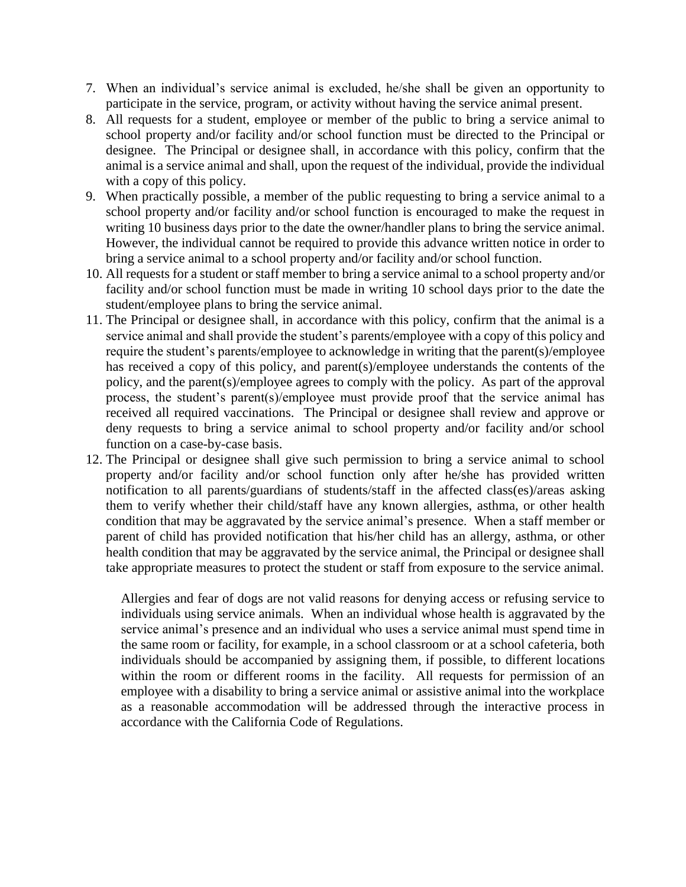7. When an individual's service animal is excluded, he/she shall be given an opportunity to participate in the service, program, or activity without having the service animal present.
8. All requests for a student, employee or member of the public to bring a service animal to school property and/or facility and/or school function must be directed to the Principal or designee. The Principal or designee shall, in accordance with this policy, confirm that the animal is a service animal and shall, upon the request of the individual, provide the individual with a copy of this policy.
9. When practically possible, a member of the public requesting to bring a service animal to a school property and/or facility and/or school function is encouraged to make the request in writing 10 business days prior to the date the owner/handler plans to bring the service animal. However, the individual cannot be required to provide this advance written notice in order to bring a service animal to a school property and/or facility and/or school function.
10. All requests for a student or staff member to bring a service animal to a school property and/or facility and/or school function must be made in writing 10 school days prior to the date the student/employee plans to bring the service animal.
11. The Principal or designee shall, in accordance with this policy, confirm that the animal is a service animal and shall provide the student's parents/employee with a copy of this policy and require the student's parents/employee to acknowledge in writing that the parent(s)/employee has received a copy of this policy, and parent(s)/employee understands the contents of the policy, and the parent(s)/employee agrees to comply with the policy. As part of the approval process, the student's parent(s)/employee must provide proof that the service animal has received all required vaccinations. The Principal or designee shall review and approve or deny requests to bring a service animal to school property and/or facility and/or school function on a case-by-case basis.
12. The Principal or designee shall give such permission to bring a service animal to school property and/or facility and/or school function only after he/she has provided written notification to all parents/guardians of students/staff in the affected class(es)/areas asking them to verify whether their child/staff have any known allergies, asthma, or other health condition that may be aggravated by the service animal's presence. When a staff member or parent of child has provided notification that his/her child has an allergy, asthma, or other health condition that may be aggravated by the service animal, the Principal or designee shall take appropriate measures to protect the student or staff from exposure to the service animal.

    Allergies and fear of dogs are not valid reasons for denying access or refusing service to individuals using service animals. When an individual whose health is aggravated by the service animal's presence and an individual who uses a service animal must spend time in the same room or facility, for example, in a school classroom or at a school cafeteria, both individuals should be accompanied by assigning them, if possible, to different locations within the room or different rooms in the facility. All requests for permission of an employee with a disability to bring a service animal or assistive animal into the workplace as a reasonable accommodation will be addressed through the interactive process in accordance with the California Code of Regulations.